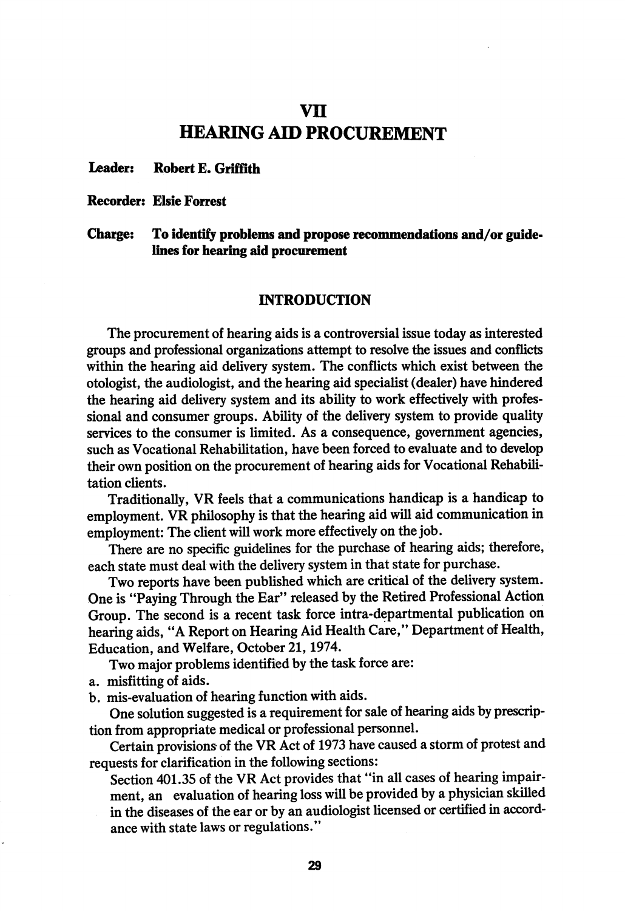# VII
# HEARING AID PROCUREMENT

**Leader:** **Robert E. Griffith**

**Recorder:** **Elsie Forrest**

**Charge:** **To identify problems and propose recommendations and/or guidelines for hearing aid procurement**

## INTRODUCTION

The procurement of hearing aids is a controversial issue today as interested groups and professional organizations attempt to resolve the issues and conflicts within the hearing aid delivery system. The conflicts which exist between the otologist, the audiologist, and the hearing aid specialist (dealer) have hindered the hearing aid delivery system and its ability to work effectively with professional and consumer groups. Ability of the delivery system to provide quality services to the consumer is limited. As a consequence, government agencies, such as Vocational Rehabilitation, have been forced to evaluate and to develop their own position on the procurement of hearing aids for Vocational Rehabilitation clients.

Traditionally, VR feels that a communications handicap is a handicap to employment. VR philosophy is that the hearing aid will aid communication in employment: The client will work more effectively on the job.

There are no specific guidelines for the purchase of hearing aids; therefore, each state must deal with the delivery system in that state for purchase.

Two reports have been published which are critical of the delivery system. One is "Paying Through the Ear" released by the Retired Professional Action Group. The second is a recent task force intra-departmental publication on hearing aids, "A Report on Hearing Aid Health Care," Department of Health, Education, and Welfare, October 21, 1974.

Two major problems identified by the task force are:

a. misfitting of aids.
b. mis-evaluation of hearing function with aids.

One solution suggested is a requirement for sale of hearing aids by prescription from appropriate medical or professional personnel.

Certain provisions of the VR Act of 1973 have caused a storm of protest and requests for clarification in the following sections:

Section 401.35 of the VR Act provides that "in all cases of hearing impairment, an evaluation of hearing loss will be provided by a physician skilled in the diseases of the ear or by an audiologist licensed or certified in accordance with state laws or regulations."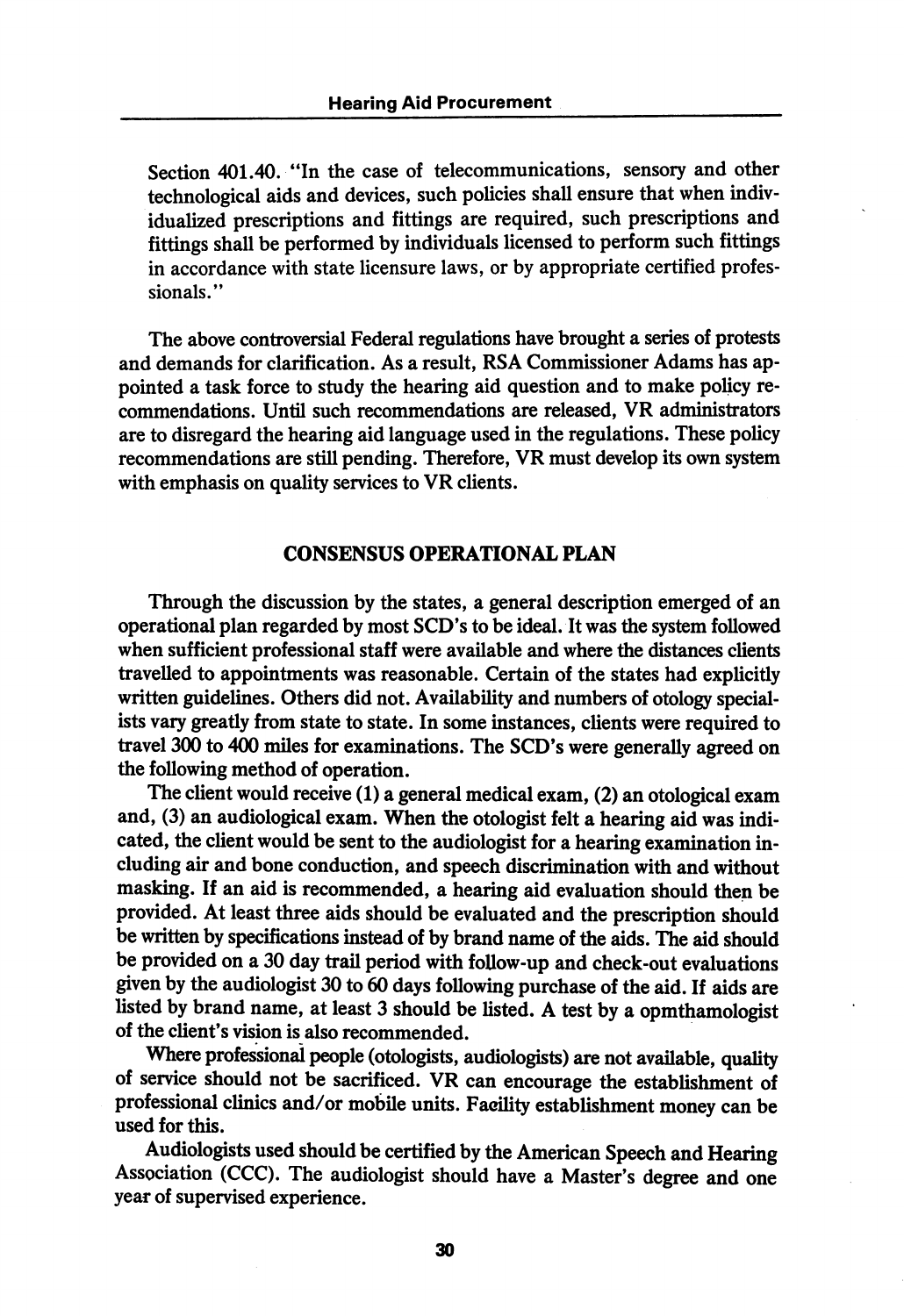Section 401.40. "In the case of telecommunications, sensory and other technological aids and devices, such policies shall ensure that when individualized prescriptions and fittings are required, such prescriptions and fittings shall be performed by individuals licensed to perform such fittings in accordance with state licensure laws, or by appropriate certified professionals."

The above controversial Federal regulations have brought a series of protests and demands for clarification. As a result, RSA Commissioner Adams has appointed a task force to study the hearing aid question and to make policy recommendations. Until such recommendations are released, VR administrators are to disregard the hearing aid language used in the regulations. These policy recommendations are still pending. Therefore, VR must develop its own system with emphasis on quality services to VR clients.

## CONSENSUS OPERATIONAL PLAN

Through the discussion by the states, a general description emerged of an operational plan regarded by most SCD's to be ideal. It was the system followed when sufficient professional staff were available and where the distances clients travelled to appointments was reasonable. Certain of the states had explicitly written guidelines. Others did not. Availability and numbers of otology specialists vary greatly from state to state. In some instances, clients were required to travel 300 to 400 miles for examinations. The SCD's were generally agreed on the following method of operation.

The client would receive (1) a general medical exam, (2) an otological exam and, (3) an audiological exam. When the otologist felt a hearing aid was indicated, the client would be sent to the audiologist for a hearing examination including air and bone conduction, and speech discrimination with and without masking. If an aid is recommended, a hearing aid evaluation should then be provided. At least three aids should be evaluated and the prescription should be written by specifications instead of by brand name of the aids. The aid should be provided on a 30 day trail period with follow-up and check-out evaluations given by the audiologist 30 to 60 days following purchase of the aid. If aids are listed by brand name, at least 3 should be listed. A test by a opmthamologist of the client's vision is also recommended.

Where professional people (otologists, audiologists) are not available, quality of service should not be sacrificed. VR can encourage the establishment of professional clinics and/or mobile units. Facility establishment money can be used for this.

Audiologists used should be certified by the American Speech and Hearing Association (CCC). The audiologist should have a Master's degree and one year of supervised experience.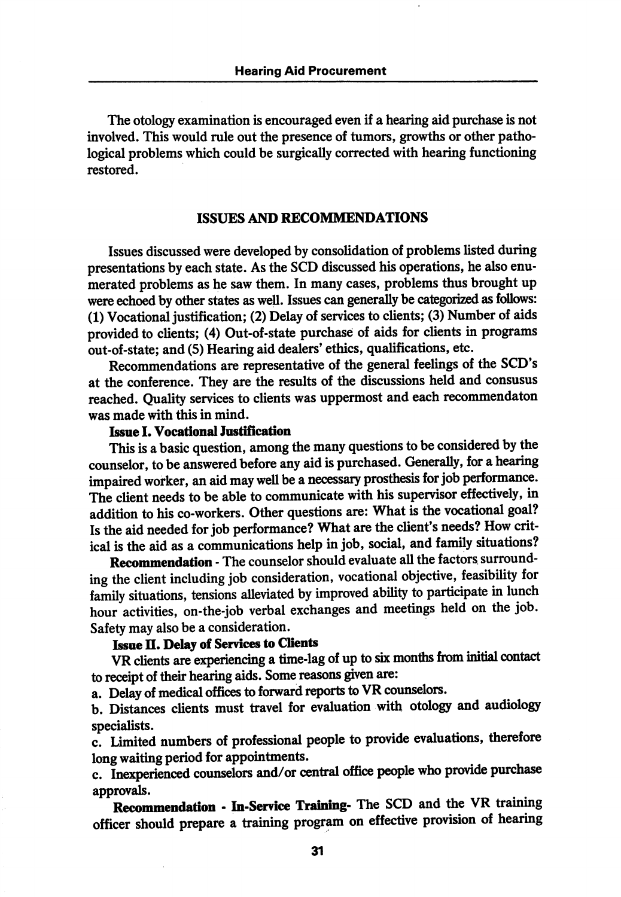The otology examination is encouraged even if a hearing aid purchase is not involved. This would rule out the presence of tumors, growths or other pathological problems which could be surgically corrected with hearing functioning restored.

## ISSUES AND RECOMMENDATIONS

Issues discussed were developed by consolidation of problems listed during presentations by each state. As the SCD discussed his operations, he also enumerated problems as he saw them. In many cases, problems thus brought up were echoed by other states as well. Issues can generally be categorized as follows: (1) Vocational justification; (2) Delay of services to clients; (3) Number of aids provided to clients; (4) Out-of-state purchase of aids for clients in programs out-of-state; and (5) Hearing aid dealers' ethics, qualifications, etc.

Recommendations are representative of the general feelings of the SCD's at the conference. They are the results of the discussions held and consusus reached. Quality services to clients was uppermost and each recommendaton was made with this in mind.

**Issue I. Vocational Justification**

This is a basic question, among the many questions to be considered by the counselor, to be answered before any aid is purchased. Generally, for a hearing impaired worker, an aid may well be a necessary prosthesis for job performance. The client needs to be able to communicate with his supervisor effectively, in addition to his co-workers. Other questions are: What is the vocational goal? Is the aid needed for job performance? What are the client's needs? How critical is the aid as a communications help in job, social, and family situations?

**Recommendation** - The counselor should evaluate all the factors surrounding the client including job consideration, vocational objective, feasibility for family situations, tensions alleviated by improved ability to participate in lunch hour activities, on-the-job verbal exchanges and meetings held on the job. Safety may also be a consideration.

**Issue II. Delay of Services to Clients**

VR clients are experiencing a time-lag of up to six months from initial contact to receipt of their hearing aids. Some reasons given are:

a. Delay of medical offices to forward reports to VR counselors.

b. Distances clients must travel for evaluation with otology and audiology specialists.

c. Limited numbers of professional people to provide evaluations, therefore long waiting period for appointments.

c. Inexperienced counselors and/or central office people who provide purchase approvals.

**Recommendation - In-Service Training-** The SCD and the VR training officer should prepare a training program on effective provision of hearing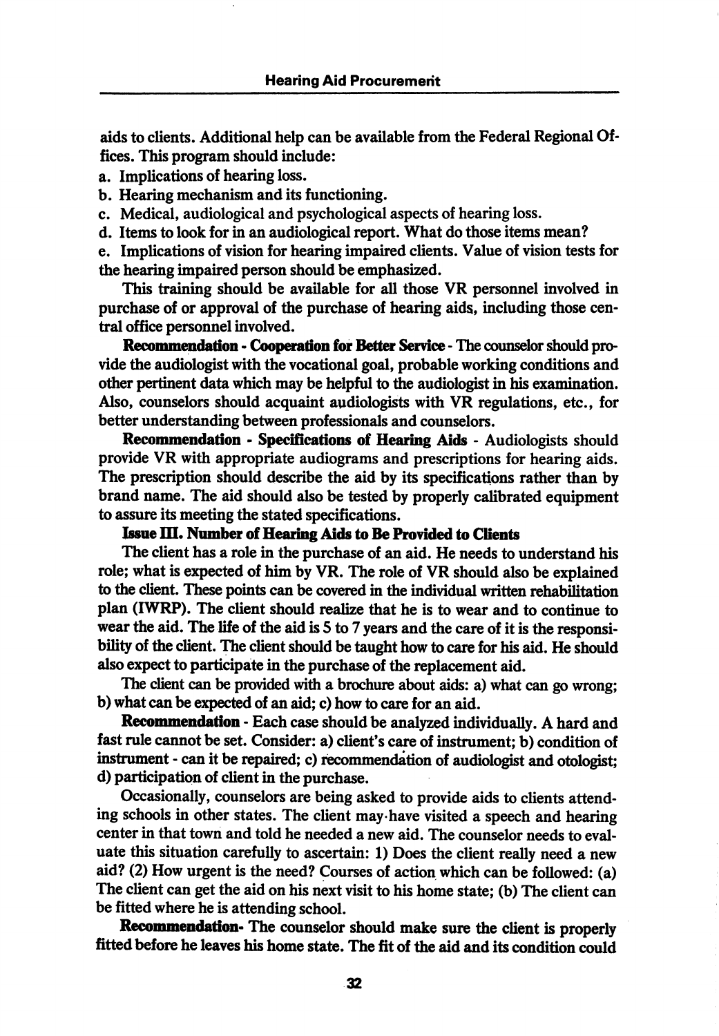aids to clients. Additional help can be available from the Federal Regional Offices. This program should include:

a. Implications of hearing loss.

b. Hearing mechanism and its functioning.

c. Medical, audiological and psychological aspects of hearing loss.

d. Items to look for in an audiological report. What do those items mean?

e. Implications of vision for hearing impaired clients. Value of vision tests for the hearing impaired person should be emphasized.

This training should be available for all those VR personnel involved in purchase of or approval of the purchase of hearing aids, including those central office personnel involved.

**Recommendation - Cooperation for Better Service** - The counselor should provide the audiologist with the vocational goal, probable working conditions and other pertinent data which may be helpful to the audiologist in his examination. Also, counselors should acquaint audiologists with VR regulations, etc., for better understanding between professionals and counselors.

**Recommendation - Specifications of Hearing Aids** - Audiologists should provide VR with appropriate audiograms and prescriptions for hearing aids. The prescription should describe the aid by its specifications rather than by brand name. The aid should also be tested by properly calibrated equipment to assure its meeting the stated specifications.

**Issue III. Number of Hearing Aids to Be Provided to Clients**

The client has a role in the purchase of an aid. He needs to understand his role; what is expected of him by VR. The role of VR should also be explained to the client. These points can be covered in the individual written rehabilitation plan (IWRP). The client should realize that he is to wear and to continue to wear the aid. The life of the aid is 5 to 7 years and the care of it is the responsibility of the client. The client should be taught how to care for his aid. He should also expect to participate in the purchase of the replacement aid.

The client can be provided with a brochure about aids: a) what can go wrong; b) what can be expected of an aid; c) how to care for an aid.

**Recommendation** - Each case should be analyzed individually. A hard and fast rule cannot be set. Consider: a) client's care of instrument; b) condition of instrument - can it be repaired; c) recommendation of audiologist and otologist; d) participation of client in the purchase.

Occasionally, counselors are being asked to provide aids to clients attending schools in other states. The client may have visited a speech and hearing center in that town and told he needed a new aid. The counselor needs to evaluate this situation carefully to ascertain: 1) Does the client really need a new aid? (2) How urgent is the need? Courses of action which can be followed: (a) The client can get the aid on his next visit to his home state; (b) The client can be fitted where he is attending school.

**Recommendation-** The counselor should make sure the client is properly fitted before he leaves his home state. The fit of the aid and its condition could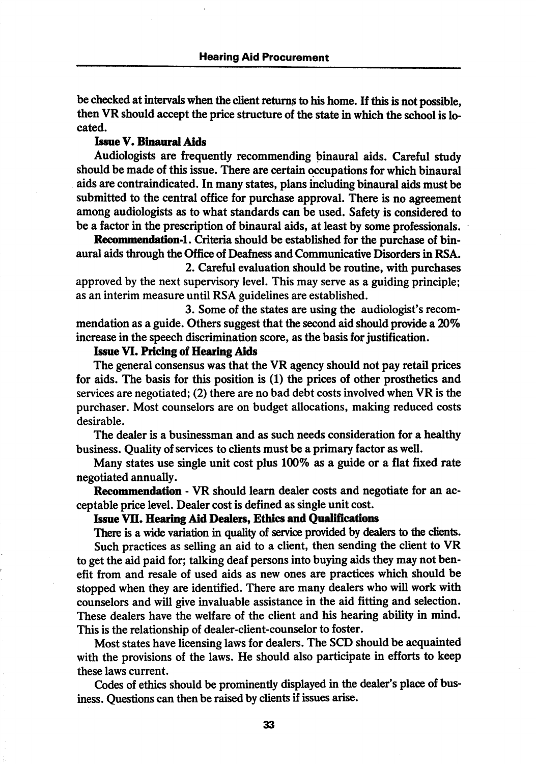be checked at intervals when the client returns to his home. If this is not possible, then VR should accept the price structure of the state in which the school is located.

**Issue V. Binaural Aids**

Audiologists are frequently recommending binaural aids. Careful study should be made of this issue. There are certain occupations for which binaural aids are contraindicated. In many states, plans including binaural aids must be submitted to the central office for purchase approval. There is no agreement among audiologists as to what standards can be used. Safety is considered to be a factor in the prescription of binaural aids, at least by some professionals.

**Recommendation**-1. Criteria should be established for the purchase of binaural aids through the Office of Deafness and Communicative Disorders in RSA.

2. Careful evaluation should be routine, with purchases approved by the next supervisory level. This may serve as a guiding principle; as an interim measure until RSA guidelines are established.

3. Some of the states are using the audiologist's recommendation as a guide. Others suggest that the second aid should provide a 20% increase in the speech discrimination score, as the basis for justification.

**Issue VI. Pricing of Hearing Aids**

The general consensus was that the VR agency should not pay retail prices for aids. The basis for this position is (1) the prices of other prosthetics and services are negotiated; (2) there are no bad debt costs involved when VR is the purchaser. Most counselors are on budget allocations, making reduced costs desirable.

The dealer is a businessman and as such needs consideration for a healthy business. Quality of services to clients must be a primary factor as well.

Many states use single unit cost plus 100% as a guide or a flat fixed rate negotiated annually.

**Recommendation** - VR should learn dealer costs and negotiate for an acceptable price level. Dealer cost is defined as single unit cost.

**Issue VII. Hearing Aid Dealers, Ethics and Qualifications**

There is a wide variation in quality of service provided by dealers to the clients.

Such practices as selling an aid to a client, then sending the client to VR to get the aid paid for; talking deaf persons into buying aids they may not benefit from and resale of used aids as new ones are practices which should be stopped when they are identified. There are many dealers who will work with counselors and will give invaluable assistance in the aid fitting and selection. These dealers have the welfare of the client and his hearing ability in mind. This is the relationship of dealer-client-counselor to foster.

Most states have licensing laws for dealers. The SCD should be acquainted with the provisions of the laws. He should also participate in efforts to keep these laws current.

Codes of ethics should be prominently displayed in the dealer's place of business. Questions can then be raised by clients if issues arise.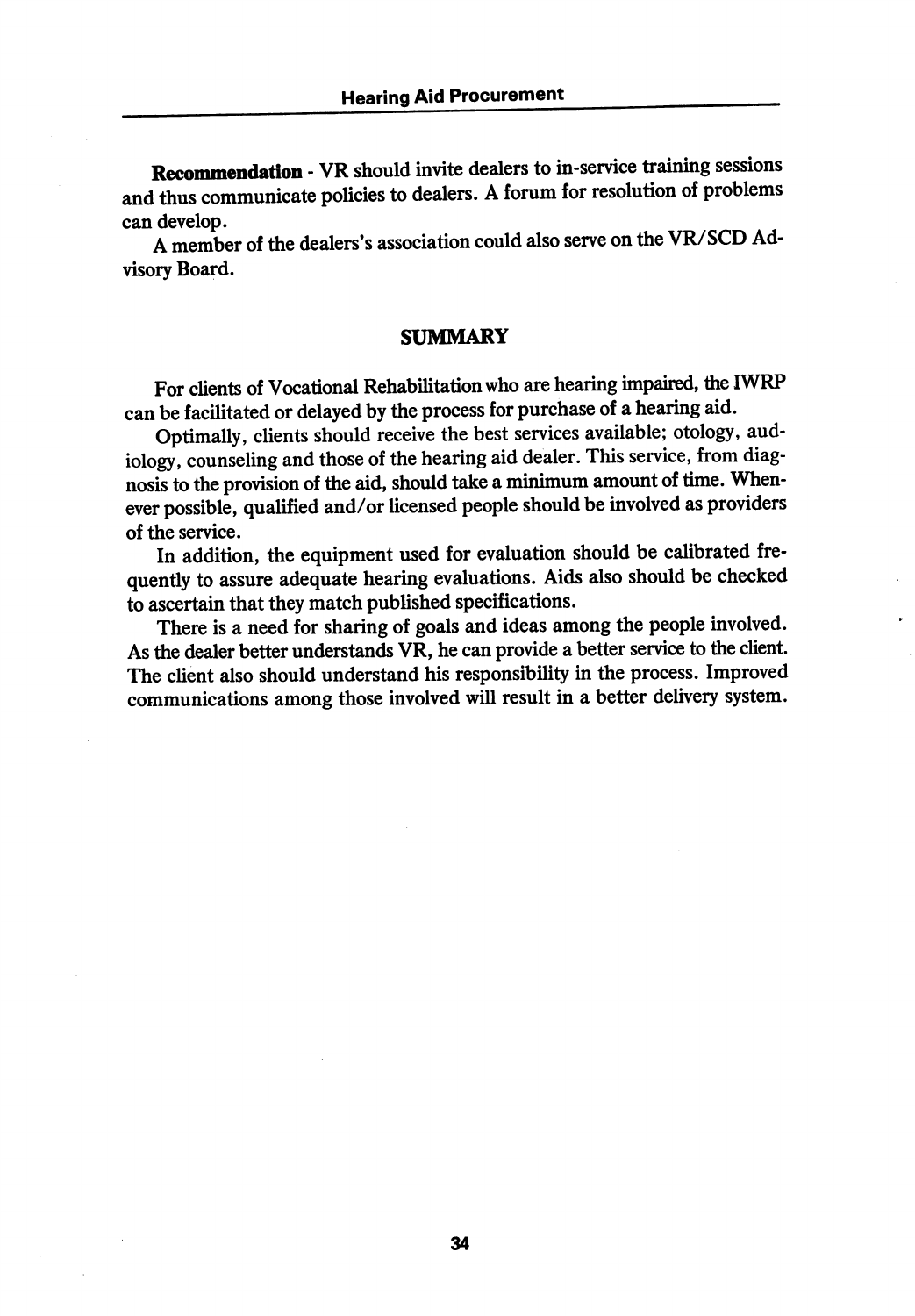**Recommendation** - VR should invite dealers to in-service training sessions and thus communicate policies to dealers. A forum for resolution of problems can develop.

A member of the dealers's association could also serve on the VR/SCD Advisory Board.

## SUMMARY

For clients of Vocational Rehabilitation who are hearing impaired, the IWRP can be facilitated or delayed by the process for purchase of a hearing aid.

Optimally, clients should receive the best services available; otology, audiology, counseling and those of the hearing aid dealer. This service, from diagnosis to the provision of the aid, should take a minimum amount of time. Whenever possible, qualified and/or licensed people should be involved as providers of the service.

In addition, the equipment used for evaluation should be calibrated frequently to assure adequate hearing evaluations. Aids also should be checked to ascertain that they match published specifications.

There is a need for sharing of goals and ideas among the people involved. As the dealer better understands VR, he can provide a better service to the client. The client also should understand his responsibility in the process. Improved communications among those involved will result in a better delivery system.